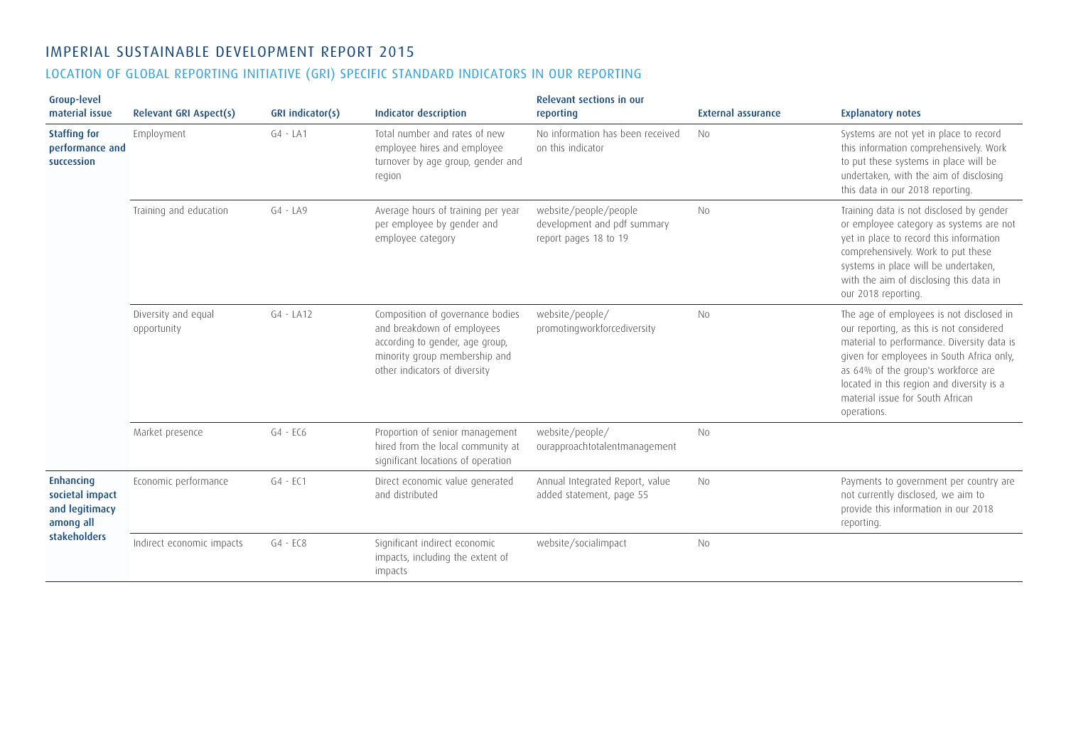# IMPERIAL SUSTAINABLE DEVELOPMENT REPORT 2015

## LOCATION OF GLOBAL REPORTING INITIATIVE (GRI) SPECIFIC STANDARD INDICATORS IN OUR REPORTING

| Group-level material issue | Relevant GRI Aspect(s) | GRI indicator(s) | Indicator description | Relevant sections in our reporting | External assurance | Explanatory notes |
|---|---|---|---|---|---|---|
| **Staffing for performance and succession** | Employment | G4 - LA1 | Total number and rates of new employee hires and employee turnover by age group, gender and region | No information has been received on this indicator | No | Systems are not yet in place to record this information comprehensively. Work to put these systems in place will be undertaken, with the aim of disclosing this data in our 2018 reporting. |
| | Training and education | G4 - LA9 | Average hours of training per year per employee by gender and employee category | website/people/people development and pdf summary report pages 18 to 19 | No | Training data is not disclosed by gender or employee category as systems are not yet in place to record this information comprehensively. Work to put these systems in place will be undertaken, with the aim of disclosing this data in our 2018 reporting. |
| | Diversity and equal opportunity | G4 - LA12 | Composition of governance bodies and breakdown of employees according to gender, age group, minority group membership and other indicators of diversity | website/people/promotingworkforcediversity | No | The age of employees is not disclosed in our reporting, as this is not considered material to performance. Diversity data is given for employees in South Africa only, as 64% of the group's workforce are located in this region and diversity is a material issue for South African operations. |
| | Market presence | G4 - EC6 | Proportion of senior management hired from the local community at significant locations of operation | website/people/ourapproachtotalentmanagement | No | |
| **Enhancing societal impact and legitimacy among all stakeholders** | Economic performance | G4 - EC1 | Direct economic value generated and distributed | Annual Integrated Report, value added statement, page 55 | No | Payments to government per country are not currently disclosed, we aim to provide this information in our 2018 reporting. |
| | Indirect economic impacts | G4 - EC8 | Significant indirect economic impacts, including the extent of impacts | website/socialimpact | No | |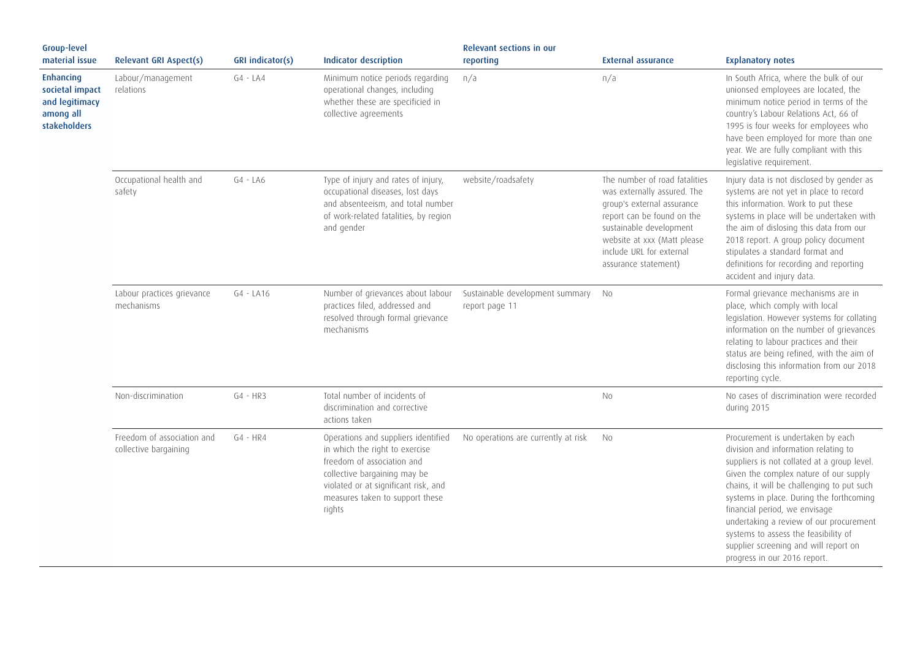| Group-level material issue | Relevant GRI Aspect(s) | GRI indicator(s) | Indicator description | Relevant sections in our reporting | External assurance | Explanatory notes |
|---|---|---|---|---|---|---|
| **Enhancing societal impact and legitimacy among all stakeholders** | Labour/management relations | G4 - LA4 | Minimum notice periods regarding operational changes, including whether these are specificied in collective agreements | n/a | n/a | In South Africa, where the bulk of our unionsed employees are located, the minimum notice period in terms of the country's Labour Relations Act, 66 of 1995 is four weeks for employees who have been employed for more than one year. We are fully compliant with this legislative requirement. |
| | Occupational health and safety | G4 - LA6 | Type of injury and rates of injury, occupational diseases, lost days and absenteeism, and total number of work-related fatalities, by region and gender | website/roadsafety | The number of road fatalities was externally assured. The group's external assurance report can be found on the sustainable development website at xxx (Matt please include URL for external assurance statement) | Injury data is not disclosed by gender as systems are not yet in place to record this information. Work to put these systems in place will be undertaken with the aim of dislosing this data from our 2018 report. A group policy document stipulates a standard format and definitions for recording and reporting accident and injury data. |
| | Labour practices grievance mechanisms | G4 - LA16 | Number of grievances about labour practices filed, addressed and resolved through formal grievance mechanisms | Sustainable development summary report page 11 | No | Formal grievance mechanisms are in place, which comply with local legislation. However systems for collating information on the number of grievances relating to labour practices and their status are being refined, with the aim of disclosing this information from our 2018 reporting cycle. |
| | Non-discrimination | G4 - HR3 | Total number of incidents of discrimination and corrective actions taken | | No | No cases of discrimination were recorded during 2015 |
| | Freedom of association and collective bargaining | G4 - HR4 | Operations and suppliers identified in which the right to exercise freedom of association and collective bargaining may be violated or at significant risk, and measures taken to support these rights | No operations are currently at risk | No | Procurement is undertaken by each division and information relating to suppliers is not collated at a group level. Given the complex nature of our supply chains, it will be challenging to put such systems in place. During the forthcoming financial period, we envisage undertaking a review of our procurement systems to assess the feasibility of supplier screening and will report on progress in our 2016 report. |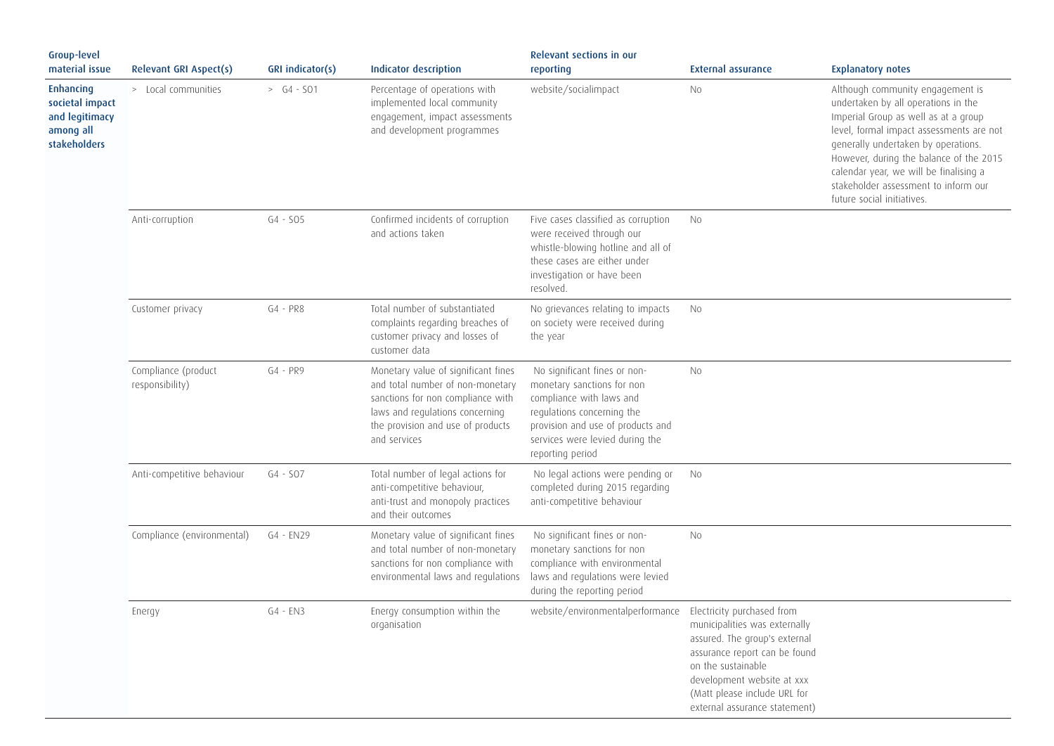| Group-level material issue | Relevant GRI Aspect(s) | GRI indicator(s) | Indicator description | Relevant sections in our reporting | External assurance | Explanatory notes |
|---|---|---|---|---|---|---|
| **Enhancing societal impact and legitimacy among all stakeholders** | > Local communities | > G4 - SO1 | Percentage of operations with implemented local community engagement, impact assessments and development programmes | website/socialimpact | No | Although community engagement is undertaken by all operations in the Imperial Group as well as at a group level, formal impact assessments are not generally undertaken by operations. However, during the balance of the 2015 calendar year, we will be finalising a stakeholder assessment to inform our future social initiatives. |
| | Anti-corruption | G4 - SO5 | Confirmed incidents of corruption and actions taken | Five cases classified as corruption were received through our whistle-blowing hotline and all of these cases are either under investigation or have been resolved. | No | |
| | Customer privacy | G4 - PR8 | Total number of substantiated complaints regarding breaches of customer privacy and losses of customer data | No grievances relating to impacts on society were received during the year | No | |
| | Compliance (product responsibility) | G4 - PR9 | Monetary value of significant fines and total number of non-monetary sanctions for non compliance with laws and regulations concerning the provision and use of products and services | No significant fines or non-monetary sanctions for non compliance with laws and regulations concerning the provision and use of products and services were levied during the reporting period | No | |
| | Anti-competitive behaviour | G4 - SO7 | Total number of legal actions for anti-competitive behaviour, anti-trust and monopoly practices and their outcomes | No legal actions were pending or completed during 2015 regarding anti-competitive behaviour | No | |
| | Compliance (environmental) | G4 - EN29 | Monetary value of significant fines and total number of non-monetary sanctions for non compliance with environmental laws and regulations | No significant fines or non-monetary sanctions for non compliance with environmental laws and regulations were levied during the reporting period | No | |
| | Energy | G4 - EN3 | Energy consumption within the organisation | website/environmentalperformance | Electricity purchased from municipalities was externally assured. The group's external assurance report can be found on the sustainable development website at xxx (Matt please include URL for external assurance statement) | |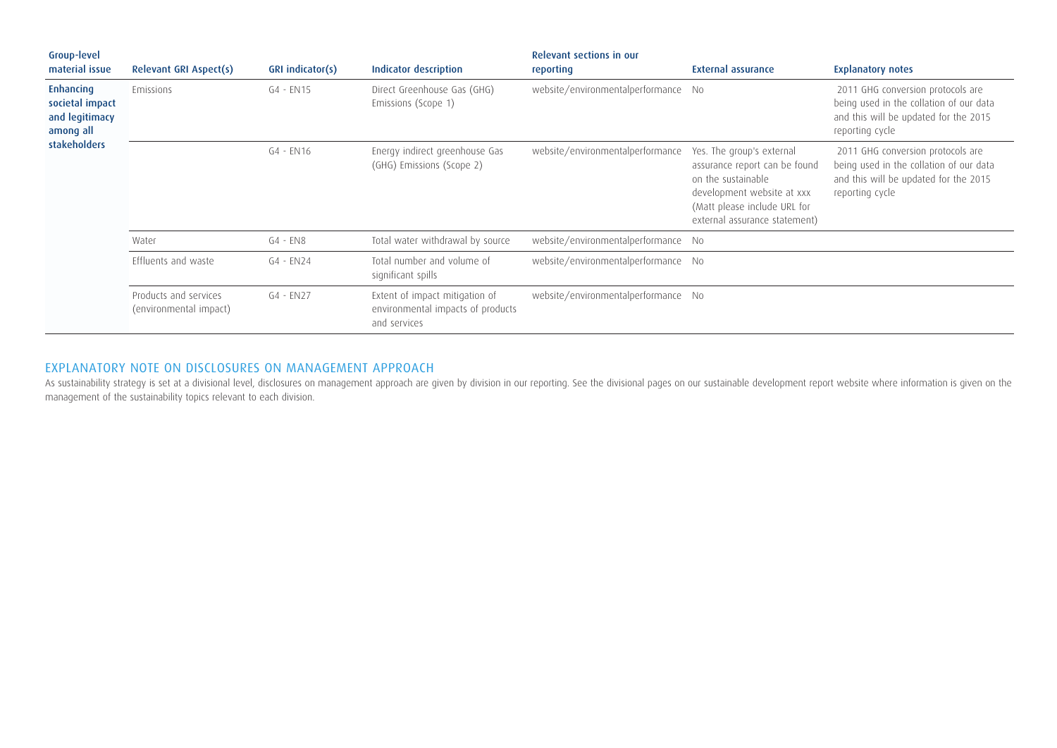| Group-level material issue | Relevant GRI Aspect(s) | GRI indicator(s) | Indicator description | Relevant sections in our reporting | External assurance | Explanatory notes |
|---|---|---|---|---|---|---|
| **Enhancing societal impact and legitimacy among all stakeholders** | Emissions | G4 - EN15 | Direct Greenhouse Gas (GHG) Emissions (Scope 1) | website/environmentalperformance | No | 2011 GHG conversion protocols are being used in the collation of our data and this will be updated for the 2015 reporting cycle |
| | | G4 - EN16 | Energy indirect greenhouse Gas (GHG) Emissions (Scope 2) | website/environmentalperformance | Yes. The group's external assurance report can be found on the sustainable development website at xxx (Matt please include URL for external assurance statement) | 2011 GHG conversion protocols are being used in the collation of our data and this will be updated for the 2015 reporting cycle |
| | Water | G4 - EN8 | Total water withdrawal by source | website/environmentalperformance | No | |
| | Effluents and waste | G4 - EN24 | Total number and volume of significant spills | website/environmentalperformance | No | |
| | Products and services (environmental impact) | G4 - EN27 | Extent of impact mitigation of environmental impacts of products and services | website/environmentalperformance | No | |

## EXPLANATORY NOTE ON DISCLOSURES ON MANAGEMENT APPROACH

As sustainability strategy is set at a divisional level, disclosures on management approach are given by division in our reporting. See the divisional pages on our sustainable development report website where information is given on the management of the sustainability topics relevant to each division.